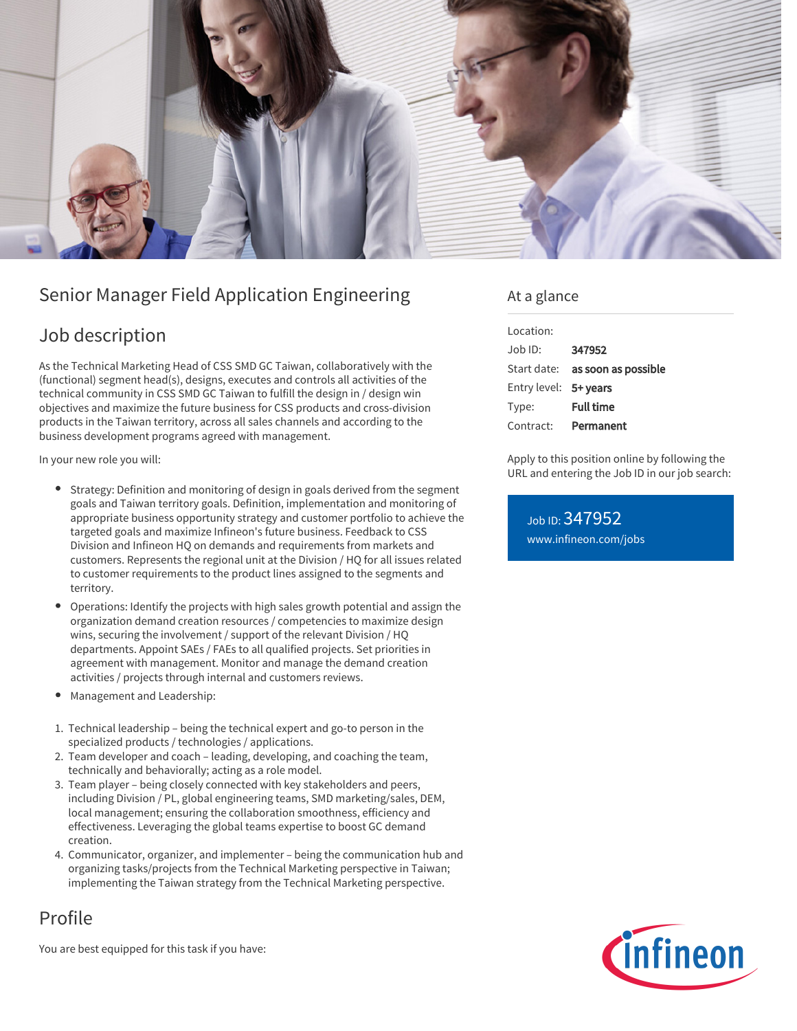# Senior Manager Field Application Engineering

## Job description

As the Technical Marketing Head of CSS SMD GC Taiwan, collaboratively with the (functional) segment head(s), designs, executes and controls all activities of the technical community in CSS SMD GC Taiwan to fulfill the design in / design win objectives and maximize the future business for CSS products and cross-division products in the Taiwan territory, across all sales channels and according to the business development programs agreed with management.

In your new role you will:

- Strategy: Definition and monitoring of design in goals derived from the segment goals and Taiwan territory goals. Definition, implementation and monitoring of appropriate business opportunity strategy and customer portfolio to achieve the targeted goals and maximize Infineon's future business. Feedback to CSS Division and Infineon HQ on demands and requirements from markets and customers. Represents the regional unit at the Division / HQ for all issues related to customer requirements to the product lines assigned to the segments and territory.
- Operations: Identify the projects with high sales growth potential and assign the organization demand creation resources / competencies to maximize design wins, securing the involvement / support of the relevant Division / HQ departments. Appoint SAEs / FAEs to all qualified projects. Set priorities in agreement with management. Monitor and manage the demand creation activities / projects through internal and customers reviews.
- Management and Leadership:

1. Technical leadership – being the technical expert and go-to person in the specialized products / technologies / applications.
2. Team developer and coach – leading, developing, and coaching the team, technically and behaviorally; acting as a role model.
3. Team player – being closely connected with key stakeholders and peers, including Division / PL, global engineering teams, SMD marketing/sales, DEM, local management; ensuring the collaboration smoothness, efficiency and effectiveness. Leveraging the global teams expertise to boost GC demand creation.
4. Communicator, organizer, and implementer – being the communication hub and organizing tasks/projects from the Technical Marketing perspective in Taiwan; implementing the Taiwan strategy from the Technical Marketing perspective.

## Profile

You are best equipped for this task if you have:

## At a glance

| | |
|---|---|
| Location: | |
| Job ID: | **347952** |
| Start date: | **as soon as possible** |
| Entry level: | **5+ years** |
| Type: | **Full time** |
| Contract: | **Permanent** |

Apply to this position online by following the URL and entering the Job ID in our job search:

Job ID: 347952
www.infineon.com/jobs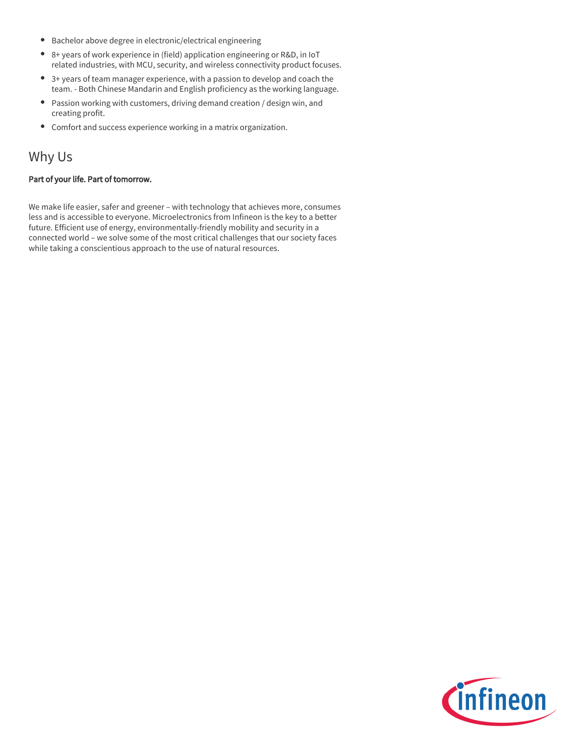- Bachelor above degree in electronic/electrical engineering
- 8+ years of work experience in (field) application engineering or R&D, in IoT related industries, with MCU, security, and wireless connectivity product focuses.
- 3+ years of team manager experience, with a passion to develop and coach the team. - Both Chinese Mandarin and English proficiency as the working language.
- Passion working with customers, driving demand creation / design win, and creating profit.
- Comfort and success experience working in a matrix organization.

## Why Us

**Part of your life. Part of tomorrow.**

We make life easier, safer and greener – with technology that achieves more, consumes less and is accessible to everyone. Microelectronics from Infineon is the key to a better future. Efficient use of energy, environmentally-friendly mobility and security in a connected world – we solve some of the most critical challenges that our society faces while taking a conscientious approach to the use of natural resources.